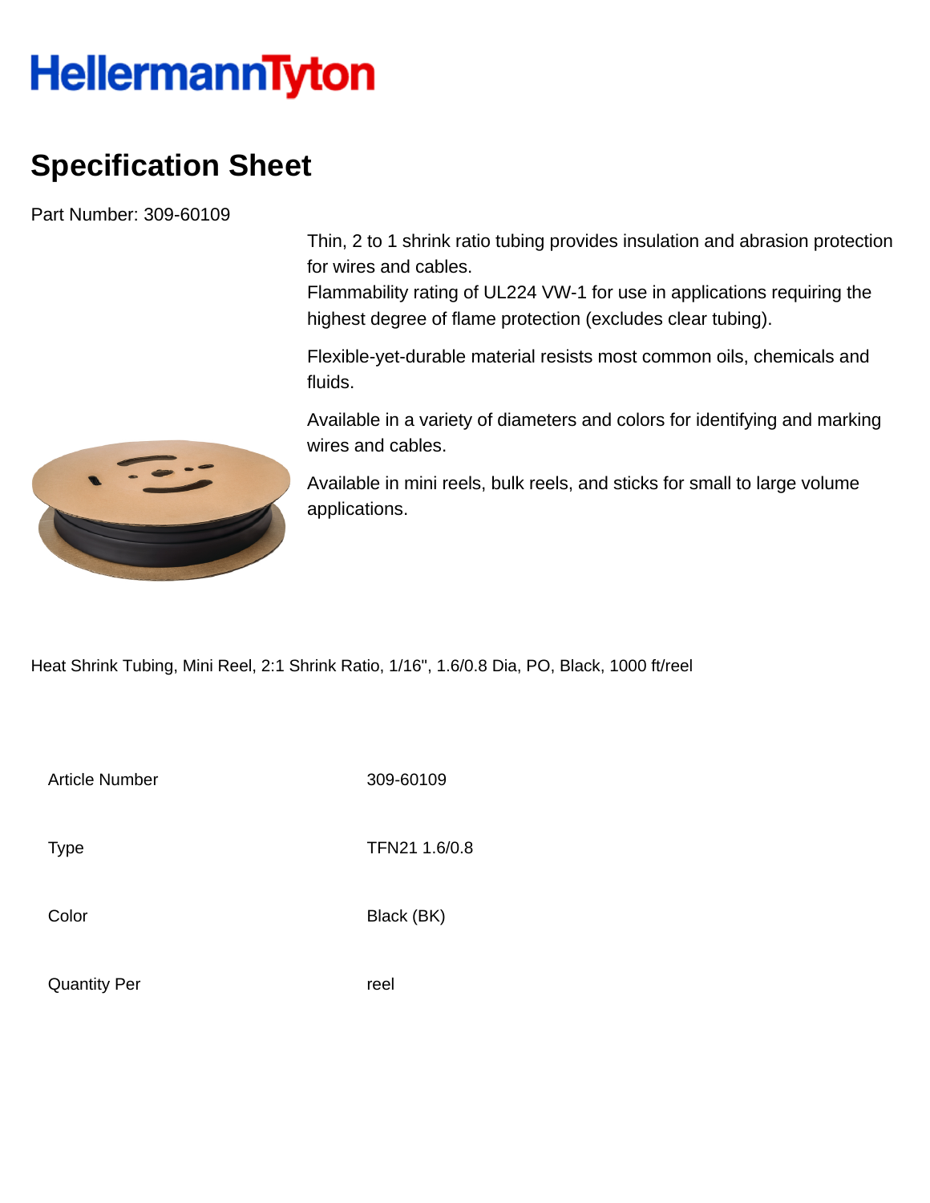HellermannTyton

# Specification Sheet

Part Number: 309-60109

Thin, 2 to 1 shrink ratio tubing provides insulation and abrasion protection for wires and cables.
Flammability rating of UL224 VW-1 for use in applications requiring the highest degree of flame protection (excludes clear tubing).

Flexible-yet-durable material resists most common oils, chemicals and fluids.

Available in a variety of diameters and colors for identifying and marking wires and cables.

Available in mini reels, bulk reels, and sticks for small to large volume applications.

Heat Shrink Tubing, Mini Reel, 2:1 Shrink Ratio, 1/16", 1.6/0.8 Dia, PO, Black, 1000 ft/reel

| | |
|---|---|
| Article Number | 309-60109 |
| Type | TFN21 1.6/0.8 |
| Color | Black (BK) |
| Quantity Per | reel |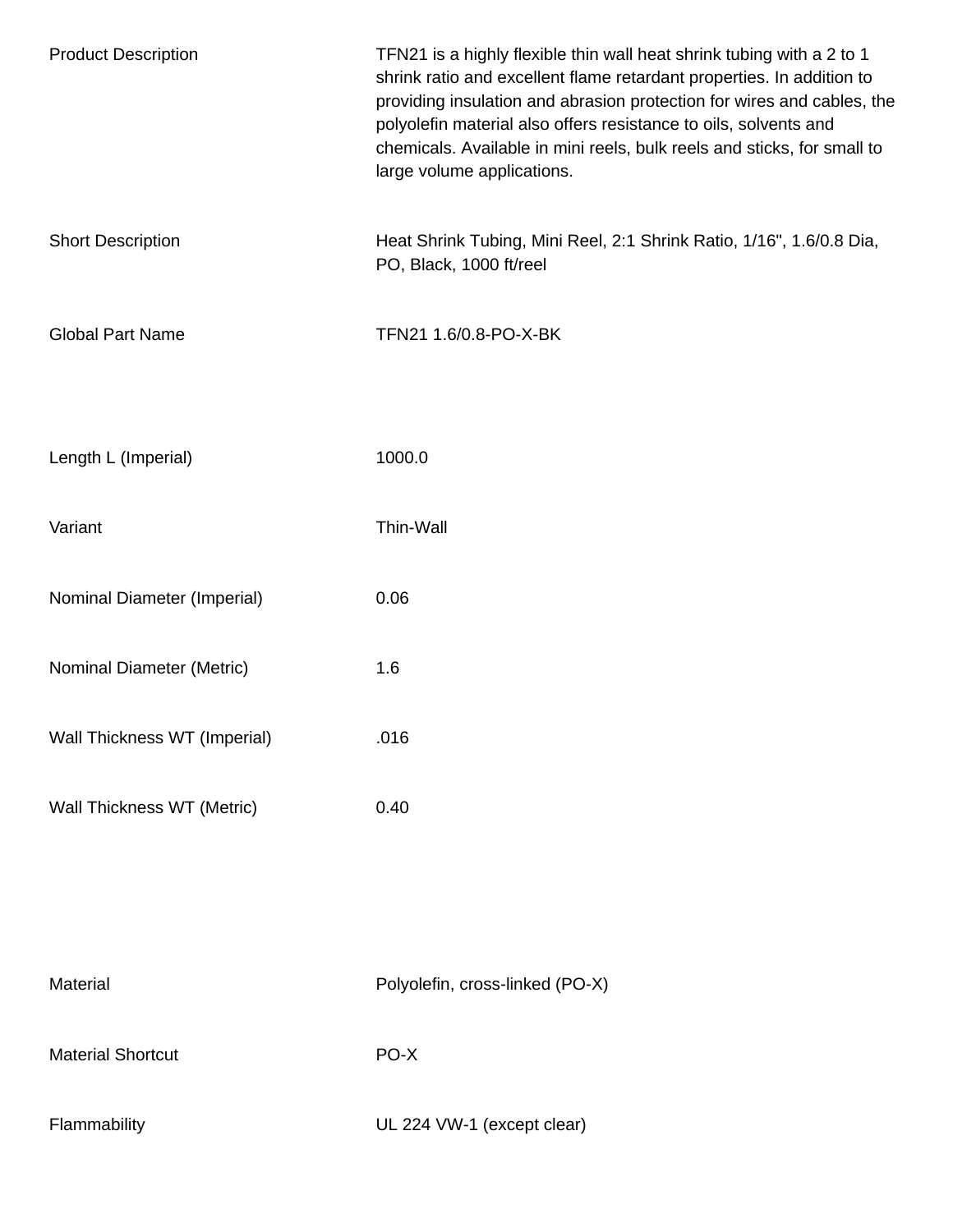| | |
|---|---|
| Product Description | TFN21 is a highly flexible thin wall heat shrink tubing with a 2 to 1 shrink ratio and excellent flame retardant properties. In addition to providing insulation and abrasion protection for wires and cables, the polyolefin material also offers resistance to oils, solvents and chemicals. Available in mini reels, bulk reels and sticks, for small to large volume applications. |
| Short Description | Heat Shrink Tubing, Mini Reel, 2:1 Shrink Ratio, 1/16", 1.6/0.8 Dia, PO, Black, 1000 ft/reel |
| Global Part Name | TFN21 1.6/0.8-PO-X-BK |
| Length L (Imperial) | 1000.0 |
| Variant | Thin-Wall |
| Nominal Diameter (Imperial) | 0.06 |
| Nominal Diameter (Metric) | 1.6 |
| Wall Thickness WT (Imperial) | .016 |
| Wall Thickness WT (Metric) | 0.40 |
| Material | Polyolefin, cross-linked (PO-X) |
| Material Shortcut | PO-X |
| Flammability | UL 224 VW-1 (except clear) |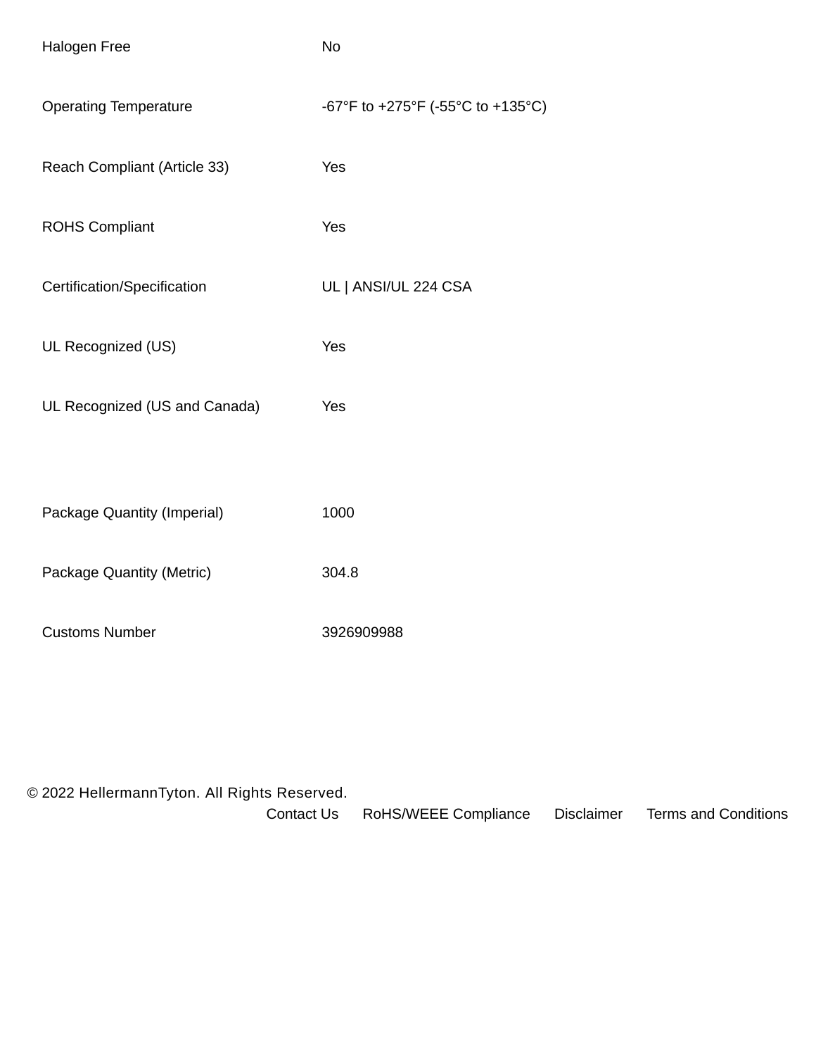| | |
|---|---|
| Halogen Free | No |
| Operating Temperature | -67°F to +275°F (-55°C to +135°C) |
| Reach Compliant (Article 33) | Yes |
| ROHS Compliant | Yes |
| Certification/Specification | UL \| ANSI/UL 224 CSA |
| UL Recognized (US) | Yes |
| UL Recognized (US and Canada) | Yes |

| | |
|---|---|
| Package Quantity (Imperial) | 1000 |
| Package Quantity (Metric) | 304.8 |
| Customs Number | 3926909988 |

© 2022 HellermannTyton. All Rights Reserved.

Contact Us RoHS/WEEE Compliance Disclaimer Terms and Conditions